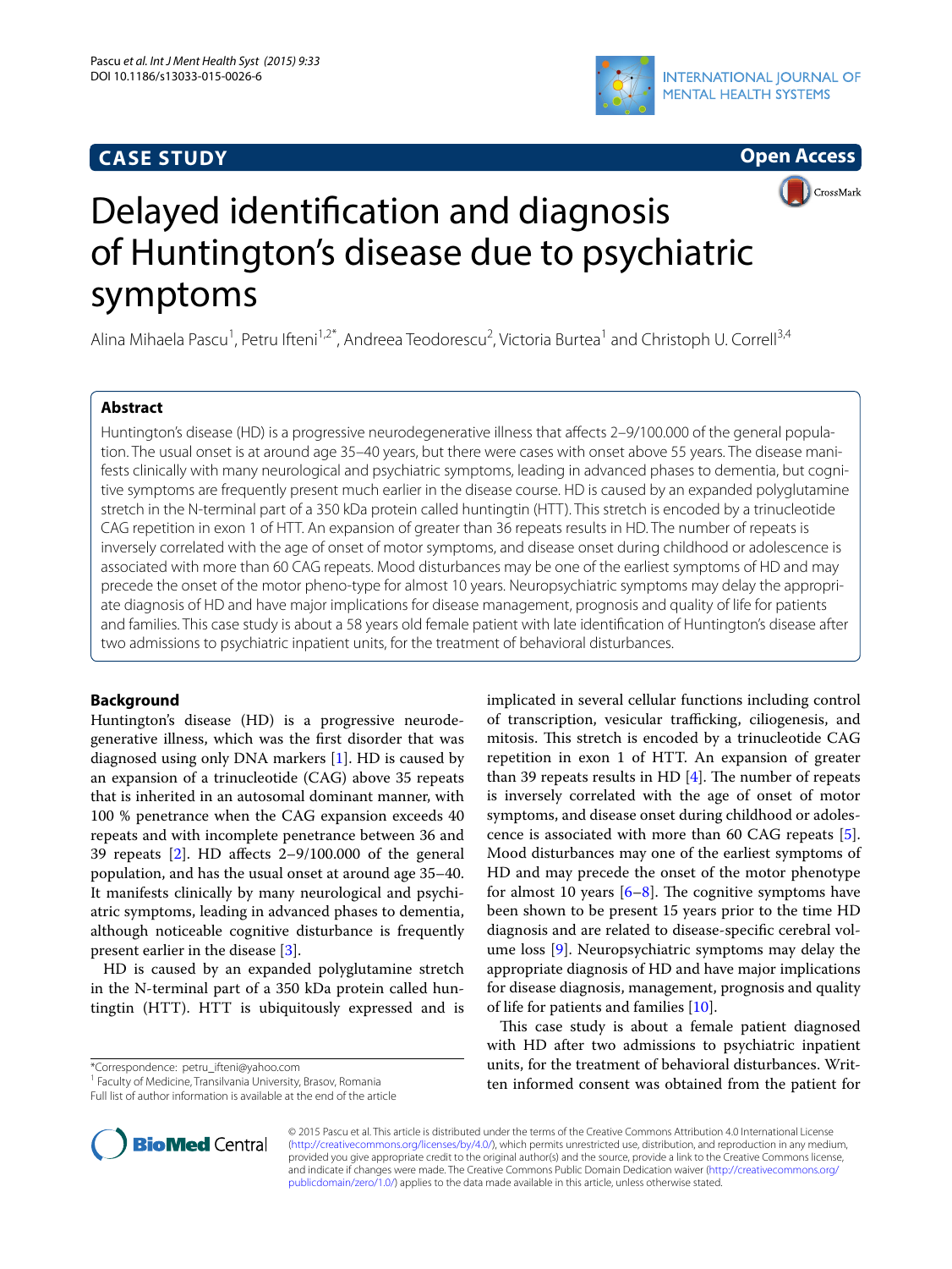CASE STUDY

Open Access

# Delayed identification and diagnosis of Huntington's disease due to psychiatric symptoms

Alina Mihaela Pascu[1], Petru Ifteni[1,2*], Andreea Teodorescu[2], Victoria Burtea[1] and Christoph U. Correll[3,4]

## Abstract

Huntington's disease (HD) is a progressive neurodegenerative illness that affects 2–9/100.000 of the general population. The usual onset is at around age 35–40 years, but there were cases with onset above 55 years. The disease manifests clinically with many neurological and psychiatric symptoms, leading in advanced phases to dementia, but cognitive symptoms are frequently present much earlier in the disease course. HD is caused by an expanded polyglutamine stretch in the N-terminal part of a 350 kDa protein called huntingtin (HTT). This stretch is encoded by a trinucleotide CAG repetition in exon 1 of HTT. An expansion of greater than 36 repeats results in HD. The number of repeats is inversely correlated with the age of onset of motor symptoms, and disease onset during childhood or adolescence is associated with more than 60 CAG repeats. Mood disturbances may be one of the earliest symptoms of HD and may precede the onset of the motor pheno-type for almost 10 years. Neuropsychiatric symptoms may delay the appropriate diagnosis of HD and have major implications for disease management, prognosis and quality of life for patients and families. This case study is about a 58 years old female patient with late identification of Huntington's disease after two admissions to psychiatric inpatient units, for the treatment of behavioral disturbances.

## Background

Huntington's disease (HD) is a progressive neurodegenerative illness, which was the first disorder that was diagnosed using only DNA markers [1]. HD is caused by an expansion of a trinucleotide (CAG) above 35 repeats that is inherited in an autosomal dominant manner, with 100 % penetrance when the CAG expansion exceeds 40 repeats and with incomplete penetrance between 36 and 39 repeats [2]. HD affects 2–9/100.000 of the general population, and has the usual onset at around age 35–40. It manifests clinically by many neurological and psychiatric symptoms, leading in advanced phases to dementia, although noticeable cognitive disturbance is frequently present earlier in the disease [3].

HD is caused by an expanded polyglutamine stretch in the N-terminal part of a 350 kDa protein called huntingtin (HTT). HTT is ubiquitously expressed and is implicated in several cellular functions including control of transcription, vesicular trafficking, ciliogenesis, and mitosis. This stretch is encoded by a trinucleotide CAG repetition in exon 1 of HTT. An expansion of greater than 39 repeats results in HD [4]. The number of repeats is inversely correlated with the age of onset of motor symptoms, and disease onset during childhood or adolescence is associated with more than 60 CAG repeats [5]. Mood disturbances may one of the earliest symptoms of HD and may precede the onset of the motor phenotype for almost 10 years [6–8]. The cognitive symptoms have been shown to be present 15 years prior to the time HD diagnosis and are related to disease-specific cerebral volume loss [9]. Neuropsychiatric symptoms may delay the appropriate diagnosis of HD and have major implications for disease diagnosis, management, prognosis and quality of life for patients and families [10].

This case study is about a female patient diagnosed with HD after two admissions to psychiatric inpatient units, for the treatment of behavioral disturbances. Written informed consent was obtained from the patient for

*Correspondence: petru_ifteni@yahoo.com
[1] Faculty of Medicine, Transilvania University, Brasov, Romania
Full list of author information is available at the end of the article

© 2015 Pascu et al. This article is distributed under the terms of the Creative Commons Attribution 4.0 International License (http://creativecommons.org/licenses/by/4.0/), which permits unrestricted use, distribution, and reproduction in any medium, provided you give appropriate credit to the original author(s) and the source, provide a link to the Creative Commons license, and indicate if changes were made. The Creative Commons Public Domain Dedication waiver (http://creativecommons.org/publicdomain/zero/1.0/) applies to the data made available in this article, unless otherwise stated.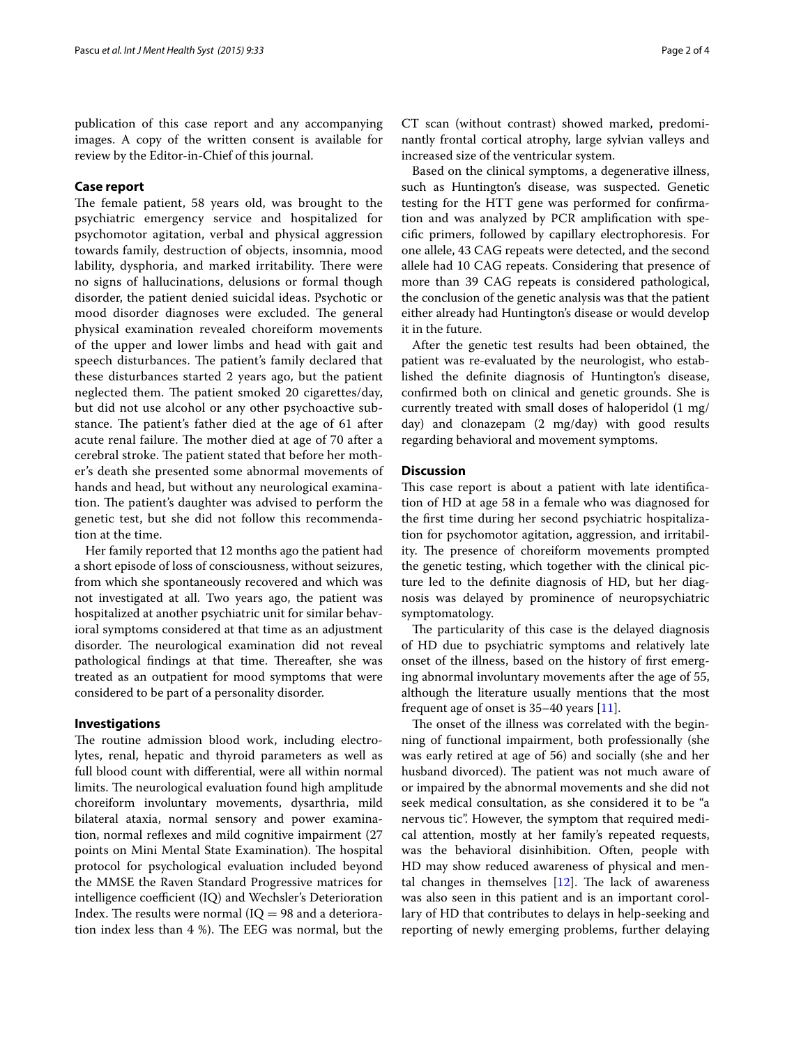publication of this case report and any accompanying images. A copy of the written consent is available for review by the Editor-in-Chief of this journal.

## Case report

The female patient, 58 years old, was brought to the psychiatric emergency service and hospitalized for psychomotor agitation, verbal and physical aggression towards family, destruction of objects, insomnia, mood lability, dysphoria, and marked irritability. There were no signs of hallucinations, delusions or formal though disorder, the patient denied suicidal ideas. Psychotic or mood disorder diagnoses were excluded. The general physical examination revealed choreiform movements of the upper and lower limbs and head with gait and speech disturbances. The patient's family declared that these disturbances started 2 years ago, but the patient neglected them. The patient smoked 20 cigarettes/day, but did not use alcohol or any other psychoactive substance. The patient's father died at the age of 61 after acute renal failure. The mother died at age of 70 after a cerebral stroke. The patient stated that before her mother's death she presented some abnormal movements of hands and head, but without any neurological examination. The patient's daughter was advised to perform the genetic test, but she did not follow this recommendation at the time.

Her family reported that 12 months ago the patient had a short episode of loss of consciousness, without seizures, from which she spontaneously recovered and which was not investigated at all. Two years ago, the patient was hospitalized at another psychiatric unit for similar behavioral symptoms considered at that time as an adjustment disorder. The neurological examination did not reveal pathological findings at that time. Thereafter, she was treated as an outpatient for mood symptoms that were considered to be part of a personality disorder.

## Investigations

The routine admission blood work, including electrolytes, renal, hepatic and thyroid parameters as well as full blood count with differential, were all within normal limits. The neurological evaluation found high amplitude choreiform involuntary movements, dysarthria, mild bilateral ataxia, normal sensory and power examination, normal reflexes and mild cognitive impairment (27 points on Mini Mental State Examination). The hospital protocol for psychological evaluation included beyond the MMSE the Raven Standard Progressive matrices for intelligence coefficient (IQ) and Wechsler's Deterioration Index. The results were normal (IQ = 98 and a deterioration index less than 4 %). The EEG was normal, but the CT scan (without contrast) showed marked, predominantly frontal cortical atrophy, large sylvian valleys and increased size of the ventricular system.

Based on the clinical symptoms, a degenerative illness, such as Huntington's disease, was suspected. Genetic testing for the HTT gene was performed for confirmation and was analyzed by PCR amplification with specific primers, followed by capillary electrophoresis. For one allele, 43 CAG repeats were detected, and the second allele had 10 CAG repeats. Considering that presence of more than 39 CAG repeats is considered pathological, the conclusion of the genetic analysis was that the patient either already had Huntington's disease or would develop it in the future.

After the genetic test results had been obtained, the patient was re-evaluated by the neurologist, who established the definite diagnosis of Huntington's disease, confirmed both on clinical and genetic grounds. She is currently treated with small doses of haloperidol (1 mg/day) and clonazepam (2 mg/day) with good results regarding behavioral and movement symptoms.

## Discussion

This case report is about a patient with late identification of HD at age 58 in a female who was diagnosed for the first time during her second psychiatric hospitalization for psychomotor agitation, aggression, and irritability. The presence of choreiform movements prompted the genetic testing, which together with the clinical picture led to the definite diagnosis of HD, but her diagnosis was delayed by prominence of neuropsychiatric symptomatology.

The particularity of this case is the delayed diagnosis of HD due to psychiatric symptoms and relatively late onset of the illness, based on the history of first emerging abnormal involuntary movements after the age of 55, although the literature usually mentions that the most frequent age of onset is 35–40 years [11].

The onset of the illness was correlated with the beginning of functional impairment, both professionally (she was early retired at age of 56) and socially (she and her husband divorced). The patient was not much aware of or impaired by the abnormal movements and she did not seek medical consultation, as she considered it to be "a nervous tic". However, the symptom that required medical attention, mostly at her family's repeated requests, was the behavioral disinhibition. Often, people with HD may show reduced awareness of physical and mental changes in themselves [12]. The lack of awareness was also seen in this patient and is an important corollary of HD that contributes to delays in help-seeking and reporting of newly emerging problems, further delaying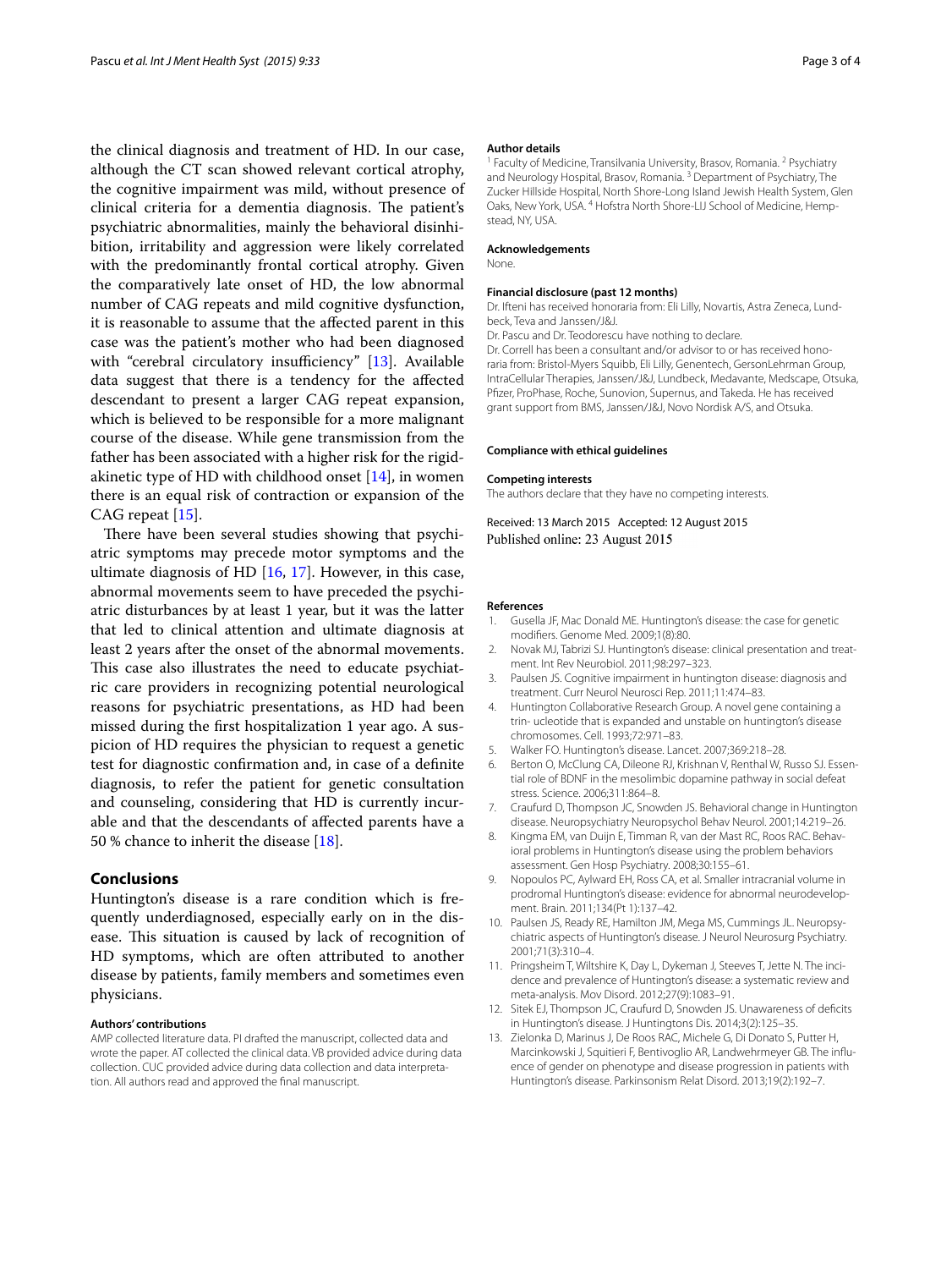the clinical diagnosis and treatment of HD. In our case, although the CT scan showed relevant cortical atrophy, the cognitive impairment was mild, without presence of clinical criteria for a dementia diagnosis. The patient's psychiatric abnormalities, mainly the behavioral disinhibition, irritability and aggression were likely correlated with the predominantly frontal cortical atrophy. Given the comparatively late onset of HD, the low abnormal number of CAG repeats and mild cognitive dysfunction, it is reasonable to assume that the affected parent in this case was the patient's mother who had been diagnosed with "cerebral circulatory insufficiency" [13]. Available data suggest that there is a tendency for the affected descendant to present a larger CAG repeat expansion, which is believed to be responsible for a more malignant course of the disease. While gene transmission from the father has been associated with a higher risk for the rigid-akinetic type of HD with childhood onset [14], in women there is an equal risk of contraction or expansion of the CAG repeat [15].

There have been several studies showing that psychiatric symptoms may precede motor symptoms and the ultimate diagnosis of HD [16, 17]. However, in this case, abnormal movements seem to have preceded the psychiatric disturbances by at least 1 year, but it was the latter that led to clinical attention and ultimate diagnosis at least 2 years after the onset of the abnormal movements. This case also illustrates the need to educate psychiatric care providers in recognizing potential neurological reasons for psychiatric presentations, as HD had been missed during the first hospitalization 1 year ago. A suspicion of HD requires the physician to request a genetic test for diagnostic confirmation and, in case of a definite diagnosis, to refer the patient for genetic consultation and counseling, considering that HD is currently incurable and that the descendants of affected parents have a 50 % chance to inherit the disease [18].

## Conclusions

Huntington's disease is a rare condition which is frequently underdiagnosed, especially early on in the disease. This situation is caused by lack of recognition of HD symptoms, which are often attributed to another disease by patients, family members and sometimes even physicians.

#### Authors' contributions

AMP collected literature data. PI drafted the manuscript, collected data and wrote the paper. AT collected the clinical data. VB provided advice during data collection. CUC provided advice during data collection and data interpretation. All authors read and approved the final manuscript.

#### Author details

[1] Faculty of Medicine, Transilvania University, Brasov, Romania. [2] Psychiatry and Neurology Hospital, Brasov, Romania. [3] Department of Psychiatry, The Zucker Hillside Hospital, North Shore-Long Island Jewish Health System, Glen Oaks, New York, USA. [4] Hofstra North Shore-LIJ School of Medicine, Hempstead, NY, USA.

#### Acknowledgements

None.

#### Financial disclosure (past 12 months)

Dr. Ifteni has received honoraria from: Eli Lilly, Novartis, Astra Zeneca, Lundbeck, Teva and Janssen/J&J.

Dr. Pascu and Dr. Teodorescu have nothing to declare.

Dr. Correll has been a consultant and/or advisor to or has received honoraria from: Bristol-Myers Squibb, Eli Lilly, Genentech, GersonLehrman Group, IntraCellular Therapies, Janssen/J&J, Lundbeck, Medavante, Medscape, Otsuka, Pfizer, ProPhase, Roche, Sunovion, Supernus, and Takeda. He has received grant support from BMS, Janssen/J&J, Novo Nordisk A/S, and Otsuka.

#### Compliance with ethical guidelines

#### Competing interests

The authors declare that they have no competing interests.

Received: 13 March 2015 Accepted: 12 August 2015
Published online: 23 August 2015

#### References

1. Gusella JF, Mac Donald ME. Huntington's disease: the case for genetic modifiers. Genome Med. 2009;1(8):80.
2. Novak MJ, Tabrizi SJ. Huntington's disease: clinical presentation and treatment. Int Rev Neurobiol. 2011;98:297–323.
3. Paulsen JS. Cognitive impairment in huntington disease: diagnosis and treatment. Curr Neurol Neurosci Rep. 2011;11:474–83.
4. Huntington Collaborative Research Group. A novel gene containing a trin- ucleotide that is expanded and unstable on huntington's disease chromosomes. Cell. 1993;72:971–83.
5. Walker FO. Huntington's disease. Lancet. 2007;369:218–28.
6. Berton O, McClung CA, Dileone RJ, Krishnan V, Renthal W, Russo SJ. Essential role of BDNF in the mesolimbic dopamine pathway in social defeat stress. Science. 2006;311:864–8.
7. Craufurd D, Thompson JC, Snowden JS. Behavioral change in Huntington disease. Neuropsychiatry Neuropsychol Behav Neurol. 2001;14:219–26.
8. Kingma EM, van Duijn E, Timman R, van der Mast RC, Roos RAC. Behavioral problems in Huntington's disease using the problem behaviors assessment. Gen Hosp Psychiatry. 2008;30:155–61.
9. Nopoulos PC, Aylward EH, Ross CA, et al. Smaller intracranial volume in prodromal Huntington's disease: evidence for abnormal neurodevelopment. Brain. 2011;134(Pt 1):137–42.
10. Paulsen JS, Ready RE, Hamilton JM, Mega MS, Cummings JL. Neuropsychiatric aspects of Huntington's disease. J Neurol Neurosurg Psychiatry. 2001;71(3):310–4.
11. Pringsheim T, Wiltshire K, Day L, Dykeman J, Steeves T, Jette N. The incidence and prevalence of Huntington's disease: a systematic review and meta-analysis. Mov Disord. 2012;27(9):1083–91.
12. Sitek EJ, Thompson JC, Craufurd D, Snowden JS. Unawareness of deficits in Huntington's disease. J Huntingtons Dis. 2014;3(2):125–35.
13. Zielonka D, Marinus J, De Roos RAC, Michele G, Di Donato S, Putter H, Marcinkowski J, Squitieri F, Bentivoglio AR, Landwehrmeyer GB. The influence of gender on phenotype and disease progression in patients with Huntington's disease. Parkinsonism Relat Disord. 2013;19(2):192–7.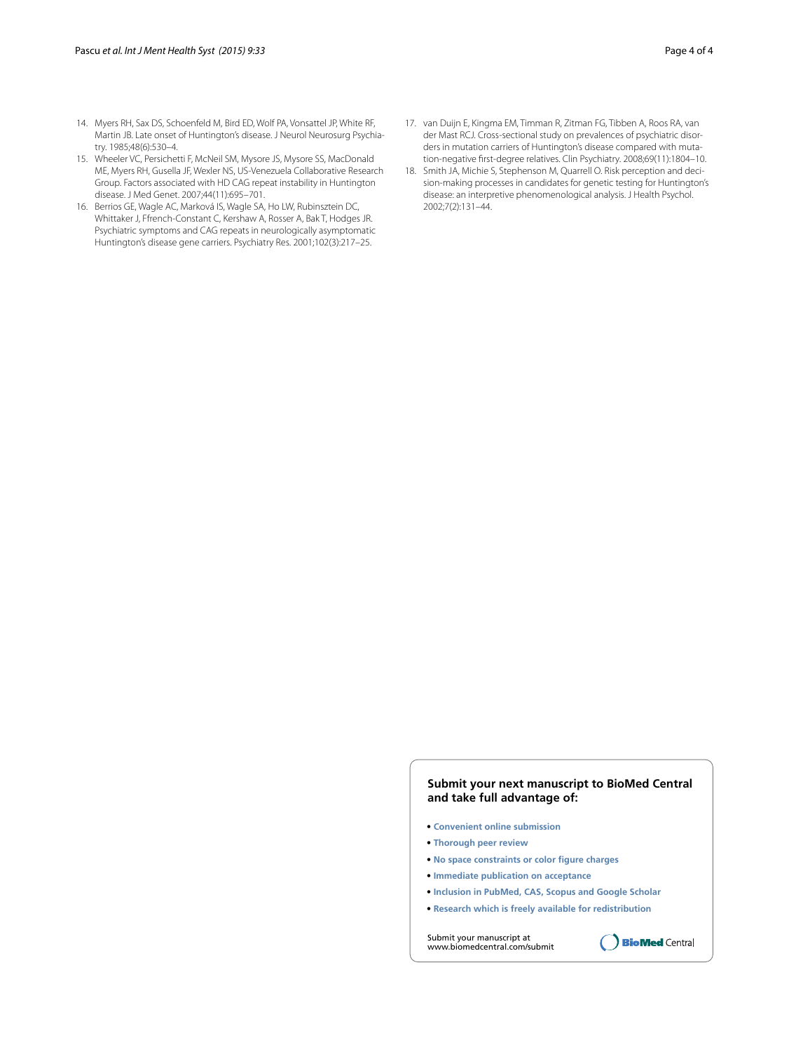14. Myers RH, Sax DS, Schoenfeld M, Bird ED, Wolf PA, Vonsattel JP, White RF, Martin JB. Late onset of Huntington's disease. J Neurol Neurosurg Psychiatry. 1985;48(6):530–4.
15. Wheeler VC, Persichetti F, McNeil SM, Mysore JS, Mysore SS, MacDonald ME, Myers RH, Gusella JF, Wexler NS, US-Venezuela Collaborative Research Group. Factors associated with HD CAG repeat instability in Huntington disease. J Med Genet. 2007;44(11):695–701.
16. Berrios GE, Wagle AC, Marková IS, Wagle SA, Ho LW, Rubinsztein DC, Whittaker J, Ffrench-Constant C, Kershaw A, Rosser A, Bak T, Hodges JR. Psychiatric symptoms and CAG repeats in neurologically asymptomatic Huntington's disease gene carriers. Psychiatry Res. 2001;102(3):217–25.
17. van Duijn E, Kingma EM, Timman R, Zitman FG, Tibben A, Roos RA, van der Mast RCJ. Cross-sectional study on prevalences of psychiatric disorders in mutation carriers of Huntington's disease compared with mutation-negative first-degree relatives. Clin Psychiatry. 2008;69(11):1804–10.
18. Smith JA, Michie S, Stephenson M, Quarrell O. Risk perception and decision-making processes in candidates for genetic testing for Huntington's disease: an interpretive phenomenological analysis. J Health Psychol. 2002;7(2):131–44.

**Submit your next manuscript to BioMed Central and take full advantage of:**

- **Convenient online submission**
- **Thorough peer review**
- **No space constraints or color figure charges**
- **Immediate publication on acceptance**
- **Inclusion in PubMed, CAS, Scopus and Google Scholar**
- **Research which is freely available for redistribution**

Submit your manuscript at
www.biomedcentral.com/submit

BioMed Central